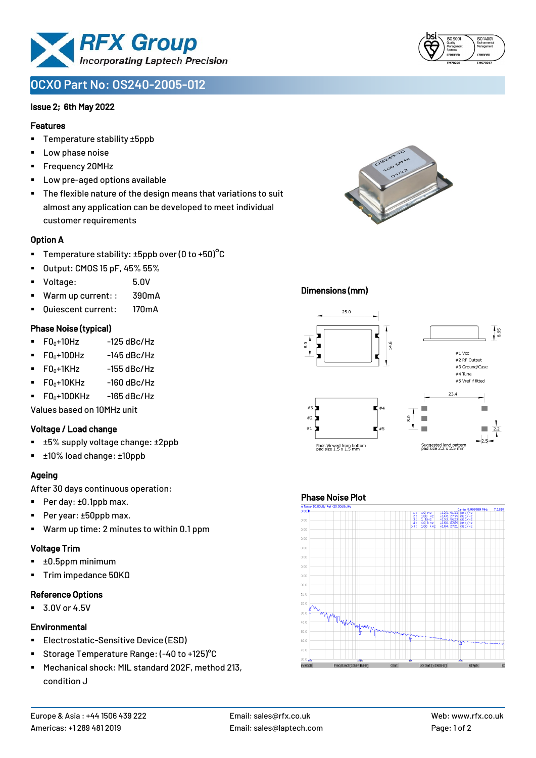# OCXO Part No: OS240-2005-012

Issue 2; 6th May 2022

## Features

- Temperature stability ±5ppb
- Low phase noise
- Frequency 20MHz
- Low pre-aged options available
- The flexible nature of the design means that variations to suit almost any application can be developed to meet individual customer requirements

## Option A

- Temperature stability: ±5ppb over (0 to +50)°C
- Output: CMOS 15 pF, 45% 55%
- Voltage: 5.0V
- Warm up current: : 390mA
- Quiescent current: 170mA

## Phase Noise (typical)

- $F0_0$+10Hz -125 dBc/Hz
- $F0_0$+100Hz -145 dBc/Hz
- $F0_0$+1KHz -155 dBc/Hz
- $F0_0$+10KHz -160 dBc/Hz
- $F0_0$+100KHz -165 dBc/Hz

Values based on 10MHz unit

## Voltage / Load change

- ±5% supply voltage change: ±2ppb
- ±10% load change: ±10ppb

## Ageing

After 30 days continuous operation:

- Per day: ±0.1ppb max.
- Per year: ±50ppb max.
- Warm up time: 2 minutes to within 0.1 ppm

## Voltage Trim

- ±0.5ppm minimum
- Trim impedance 50KΩ

## Reference Options

- 3.0V or 4.5V

## Environmental

- Electrostatic-Sensitive Device (ESD)
- Storage Temperature Range: (-40 to +125)°C
- Mechanical shock: MIL standard 202F, method 213, condition J

## Dimensions (mm)

25.0, 8.0, 14.6, 8.95

#1 Vcc
#2 RF Output
#3 Ground/Case
#4 Tune
#5 Vref if fitted

Pads Viewed from bottom
pad size 1.5 x 1.5 mm

23.4, 8.0, 2.2, 2.5

Suggested land pattern
pad size 2.2 x 2.5 mm

## Phase Noise Plot

| Marker | Offset | Phase Noise |
|---|---|---|
| 1: | 10 Hz | -123.7633 dBc/Hz |
| 2: | 100 Hz | -146.2759 dBc/Hz |
| 3: | 1 kHz | -153.9623 dBc/Hz |
| 4: | 10 kHz | -160.8289 dBc/Hz |
| >5: | 100 kHz | -164.2721 dBc/Hz |

Carrier 9.999989 MHz

Europe & Asia : +44 1506 439 222
Americas: +1 289 481 2019
Email: sales@rfx.co.uk
Email: sales@laptech.com
Web: www.rfx.co.uk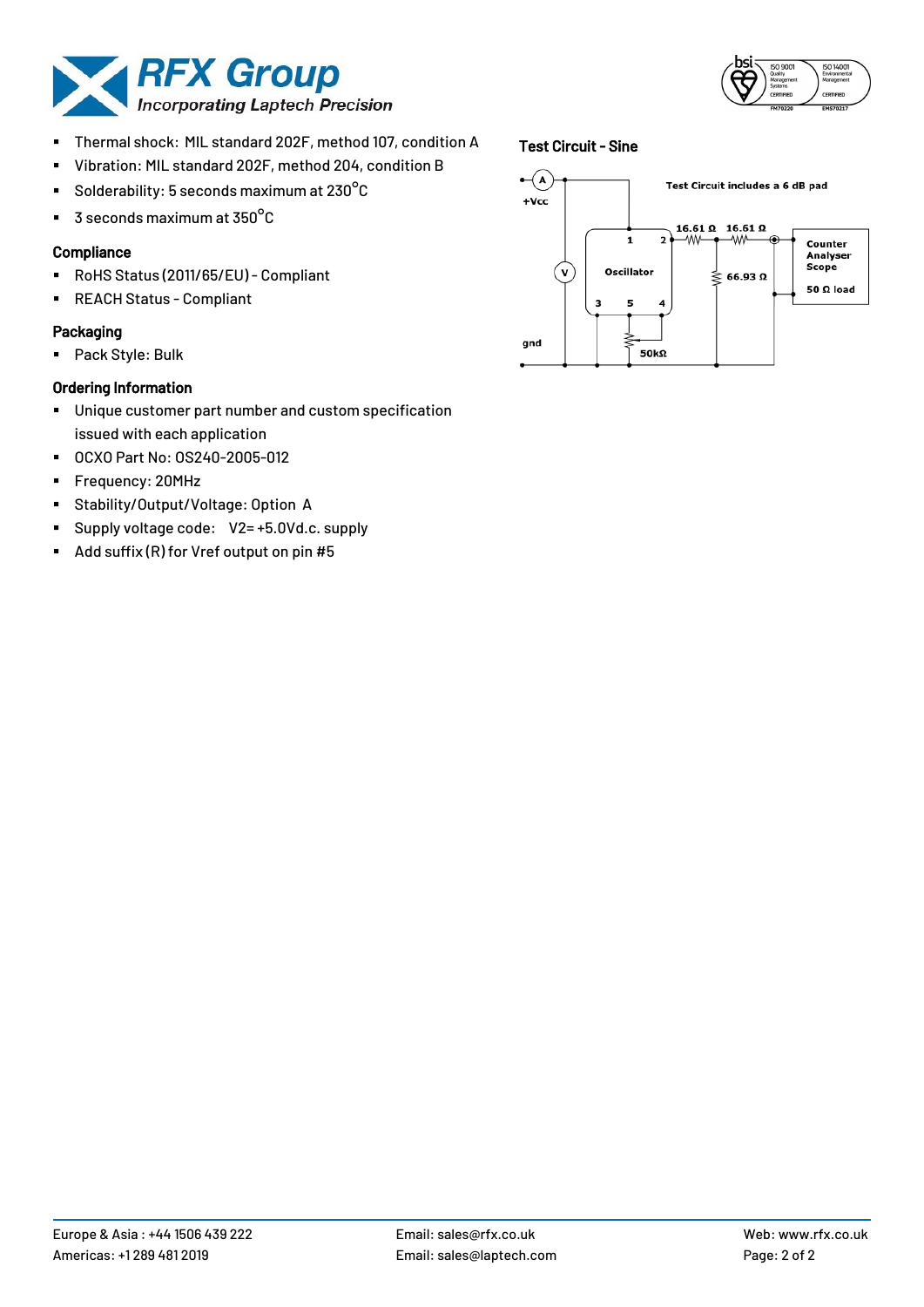- Thermal shock: MIL standard 202F, method 107, condition A
- Vibration: MIL standard 202F, method 204, condition B
- Solderability: 5 seconds maximum at 230°C
- 3 seconds maximum at 350°C

### Compliance

- RoHS Status (2011/65/EU) - Compliant
- REACH Status - Compliant

### Packaging

- Pack Style: Bulk

### Ordering Information

- Unique customer part number and custom specification issued with each application
- OCXO Part No: OS240-2005-012
- Frequency: 20MHz
- Stability/Output/Voltage: Option A
- Supply voltage code: V2= +5.0Vd.c. supply
- Add suffix (R) for Vref output on pin #5

### Test Circuit - Sine

A
+Vcc
Test Circuit includes a 6 dB pad
16.61 Ω 16.61 Ω
1 2
V
Oscillator
66.93 Ω
Counter
Analyser
Scope
50 Ω load
3 5 4
gnd
50kΩ